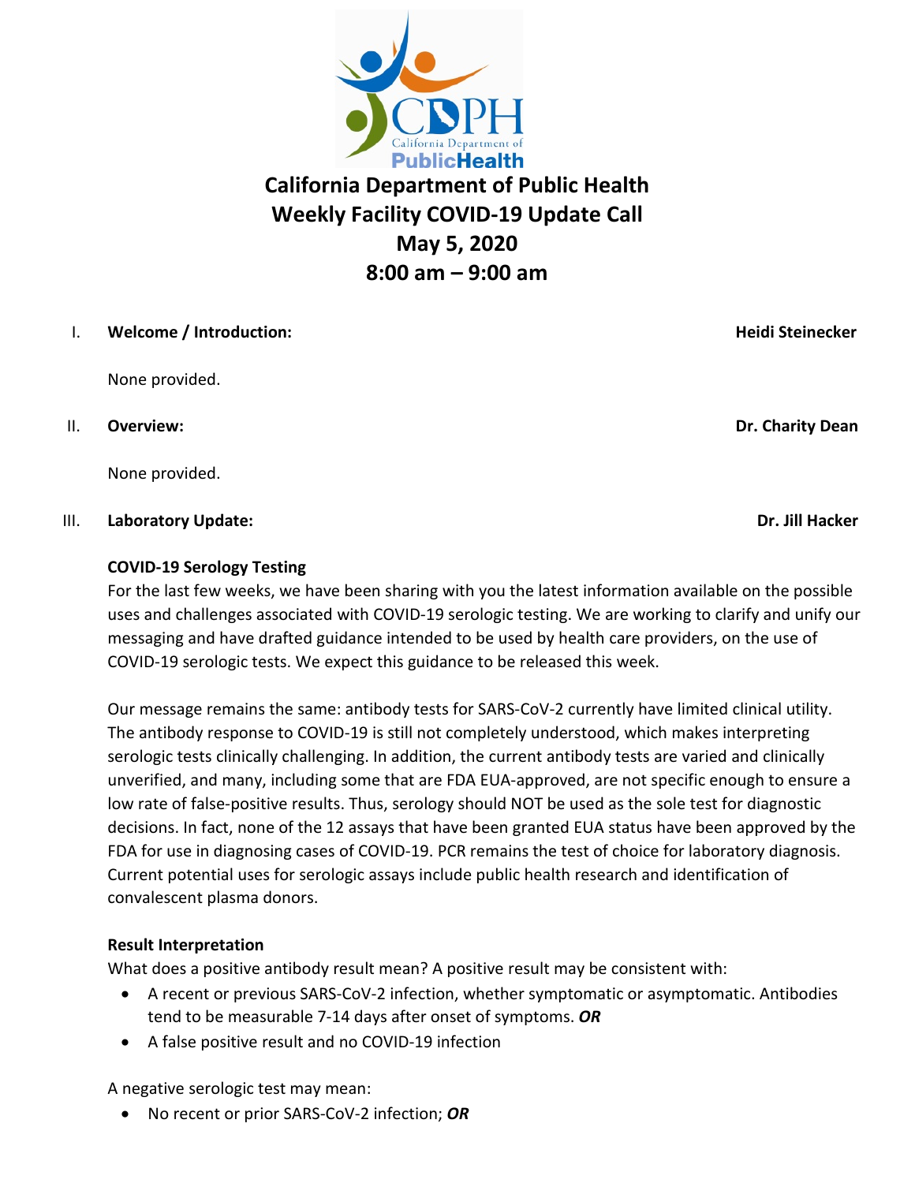# California Department of Public Health
# Weekly Facility COVID-19 Update Call
# May 5, 2020
# 8:00 am – 9:00 am

## I. Welcome / Introduction: Heidi Steinecker

None provided.

## II. Overview: Dr. Charity Dean

None provided.

## III. Laboratory Update: Dr. Jill Hacker

**COVID-19 Serology Testing**

For the last few weeks, we have been sharing with you the latest information available on the possible uses and challenges associated with COVID-19 serologic testing. We are working to clarify and unify our messaging and have drafted guidance intended to be used by health care providers, on the use of COVID-19 serologic tests. We expect this guidance to be released this week.

Our message remains the same: antibody tests for SARS-CoV-2 currently have limited clinical utility. The antibody response to COVID-19 is still not completely understood, which makes interpreting serologic tests clinically challenging. In addition, the current antibody tests are varied and clinically unverified, and many, including some that are FDA EUA-approved, are not specific enough to ensure a low rate of false-positive results. Thus, serology should NOT be used as the sole test for diagnostic decisions. In fact, none of the 12 assays that have been granted EUA status have been approved by the FDA for use in diagnosing cases of COVID-19. PCR remains the test of choice for laboratory diagnosis. Current potential uses for serologic assays include public health research and identification of convalescent plasma donors.

**Result Interpretation**

What does a positive antibody result mean? A positive result may be consistent with:

- A recent or previous SARS-CoV-2 infection, whether symptomatic or asymptomatic. Antibodies tend to be measurable 7-14 days after onset of symptoms. ***OR***
- A false positive result and no COVID-19 infection

A negative serologic test may mean:

- No recent or prior SARS-CoV-2 infection; ***OR***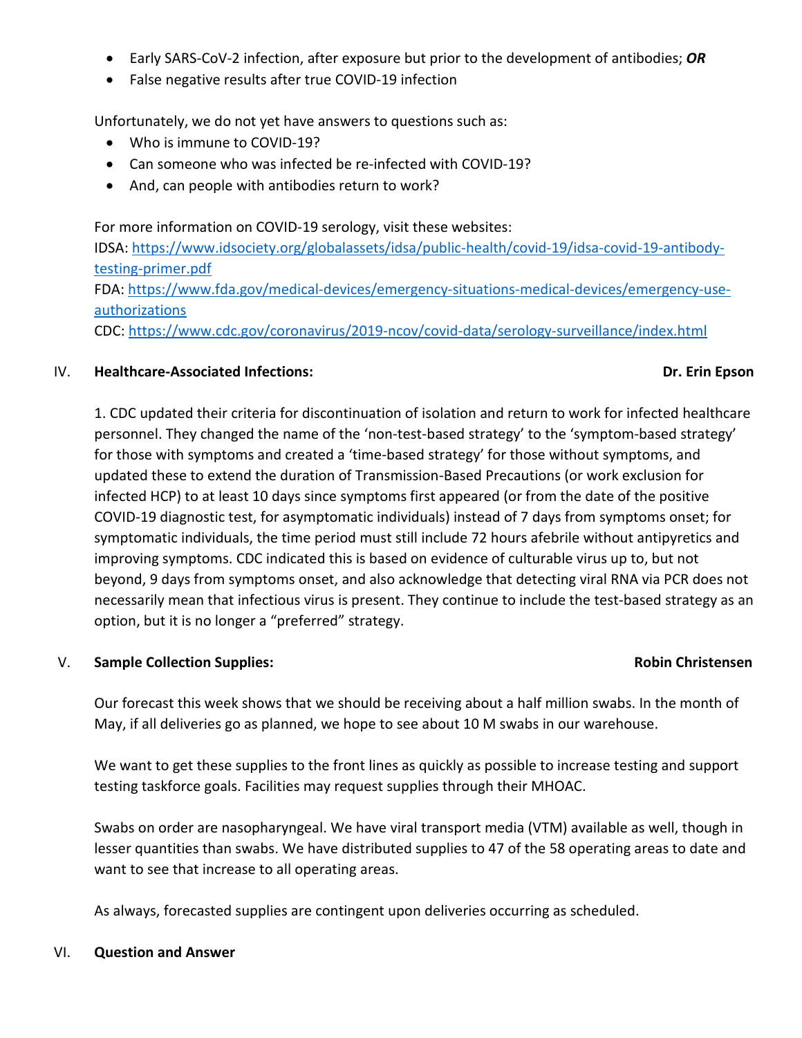- Early SARS-CoV-2 infection, after exposure but prior to the development of antibodies; ***OR***
- False negative results after true COVID-19 infection

Unfortunately, we do not yet have answers to questions such as:

- Who is immune to COVID-19?
- Can someone who was infected be re-infected with COVID-19?
- And, can people with antibodies return to work?

For more information on COVID-19 serology, visit these websites:
IDSA: https://www.idsociety.org/globalassets/idsa/public-health/covid-19/idsa-covid-19-antibody-testing-primer.pdf
FDA: https://www.fda.gov/medical-devices/emergency-situations-medical-devices/emergency-use-authorizations
CDC: https://www.cdc.gov/coronavirus/2019-ncov/covid-data/serology-surveillance/index.html

IV. **Healthcare-Associated Infections:** **Dr. Erin Epson**

1. CDC updated their criteria for discontinuation of isolation and return to work for infected healthcare personnel. They changed the name of the 'non-test-based strategy' to the 'symptom-based strategy' for those with symptoms and created a 'time-based strategy' for those without symptoms, and updated these to extend the duration of Transmission-Based Precautions (or work exclusion for infected HCP) to at least 10 days since symptoms first appeared (or from the date of the positive COVID-19 diagnostic test, for asymptomatic individuals) instead of 7 days from symptoms onset; for symptomatic individuals, the time period must still include 72 hours afebrile without antipyretics and improving symptoms. CDC indicated this is based on evidence of culturable virus up to, but not beyond, 9 days from symptoms onset, and also acknowledge that detecting viral RNA via PCR does not necessarily mean that infectious virus is present. They continue to include the test-based strategy as an option, but it is no longer a "preferred" strategy.

V. **Sample Collection Supplies:** **Robin Christensen**

Our forecast this week shows that we should be receiving about a half million swabs. In the month of May, if all deliveries go as planned, we hope to see about 10 M swabs in our warehouse.

We want to get these supplies to the front lines as quickly as possible to increase testing and support testing taskforce goals. Facilities may request supplies through their MHOAC.

Swabs on order are nasopharyngeal. We have viral transport media (VTM) available as well, though in lesser quantities than swabs. We have distributed supplies to 47 of the 58 operating areas to date and want to see that increase to all operating areas.

As always, forecasted supplies are contingent upon deliveries occurring as scheduled.

VI. **Question and Answer**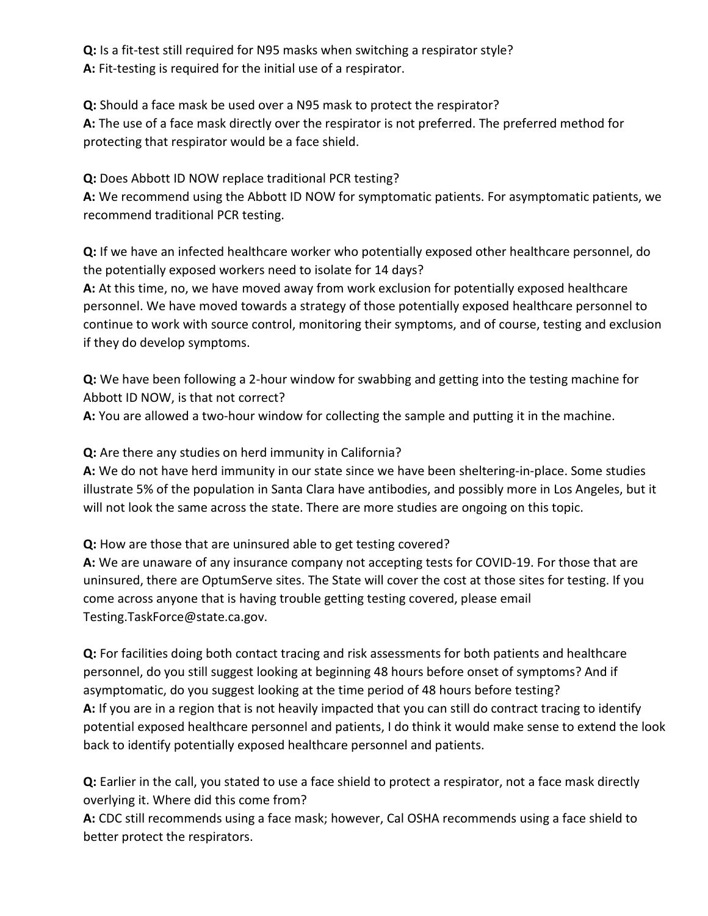**Q:** Is a fit-test still required for N95 masks when switching a respirator style?
**A:** Fit-testing is required for the initial use of a respirator.

**Q:** Should a face mask be used over a N95 mask to protect the respirator?
**A:** The use of a face mask directly over the respirator is not preferred. The preferred method for protecting that respirator would be a face shield.

**Q:** Does Abbott ID NOW replace traditional PCR testing?
**A:** We recommend using the Abbott ID NOW for symptomatic patients. For asymptomatic patients, we recommend traditional PCR testing.

**Q:** If we have an infected healthcare worker who potentially exposed other healthcare personnel, do the potentially exposed workers need to isolate for 14 days?
**A:** At this time, no, we have moved away from work exclusion for potentially exposed healthcare personnel. We have moved towards a strategy of those potentially exposed healthcare personnel to continue to work with source control, monitoring their symptoms, and of course, testing and exclusion if they do develop symptoms.

**Q:** We have been following a 2-hour window for swabbing and getting into the testing machine for Abbott ID NOW, is that not correct?
**A:** You are allowed a two-hour window for collecting the sample and putting it in the machine.

**Q:** Are there any studies on herd immunity in California?
**A:** We do not have herd immunity in our state since we have been sheltering-in-place. Some studies illustrate 5% of the population in Santa Clara have antibodies, and possibly more in Los Angeles, but it will not look the same across the state. There are more studies are ongoing on this topic.

**Q:** How are those that are uninsured able to get testing covered?
**A:** We are unaware of any insurance company not accepting tests for COVID-19. For those that are uninsured, there are OptumServe sites. The State will cover the cost at those sites for testing. If you come across anyone that is having trouble getting testing covered, please email Testing.TaskForce@state.ca.gov.

**Q:** For facilities doing both contact tracing and risk assessments for both patients and healthcare personnel, do you still suggest looking at beginning 48 hours before onset of symptoms? And if asymptomatic, do you suggest looking at the time period of 48 hours before testing?
**A:** If you are in a region that is not heavily impacted that you can still do contract tracing to identify potential exposed healthcare personnel and patients, I do think it would make sense to extend the look back to identify potentially exposed healthcare personnel and patients.

**Q:** Earlier in the call, you stated to use a face shield to protect a respirator, not a face mask directly overlying it. Where did this come from?
**A:** CDC still recommends using a face mask; however, Cal OSHA recommends using a face shield to better protect the respirators.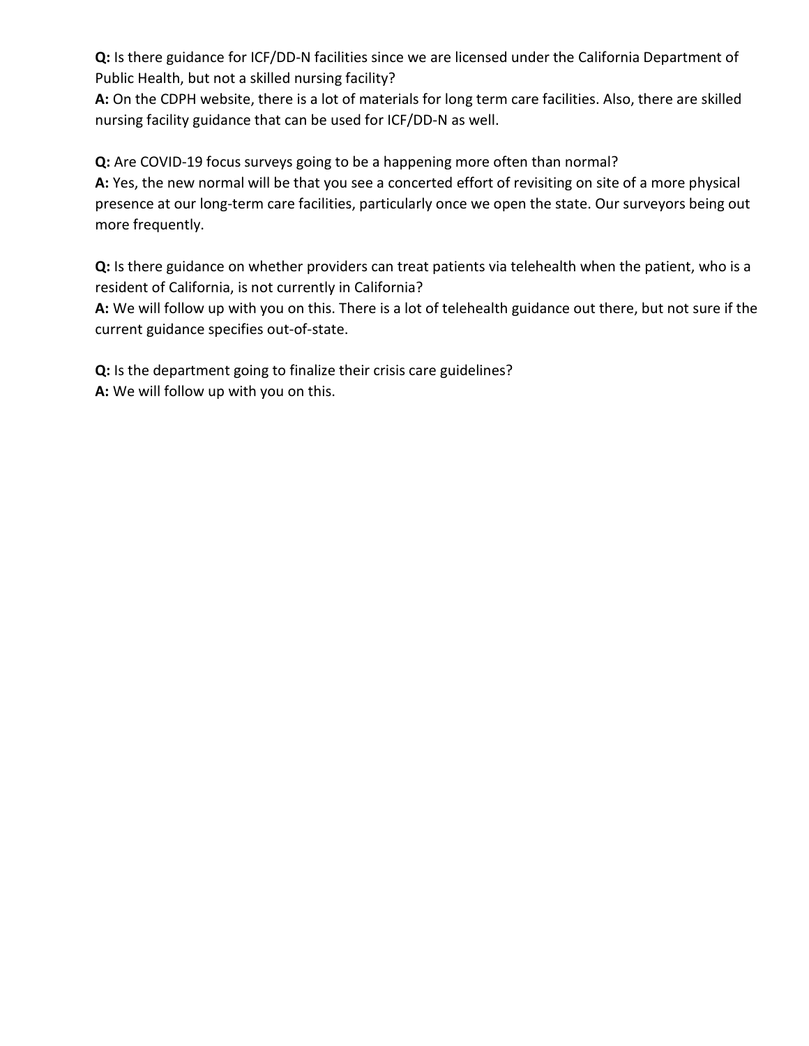**Q:** Is there guidance for ICF/DD-N facilities since we are licensed under the California Department of Public Health, but not a skilled nursing facility?
**A:** On the CDPH website, there is a lot of materials for long term care facilities. Also, there are skilled nursing facility guidance that can be used for ICF/DD-N as well.

**Q:** Are COVID-19 focus surveys going to be a happening more often than normal?
**A:** Yes, the new normal will be that you see a concerted effort of revisiting on site of a more physical presence at our long-term care facilities, particularly once we open the state. Our surveyors being out more frequently.

**Q:** Is there guidance on whether providers can treat patients via telehealth when the patient, who is a resident of California, is not currently in California?
**A:** We will follow up with you on this. There is a lot of telehealth guidance out there, but not sure if the current guidance specifies out-of-state.

**Q:** Is the department going to finalize their crisis care guidelines?
**A:** We will follow up with you on this.